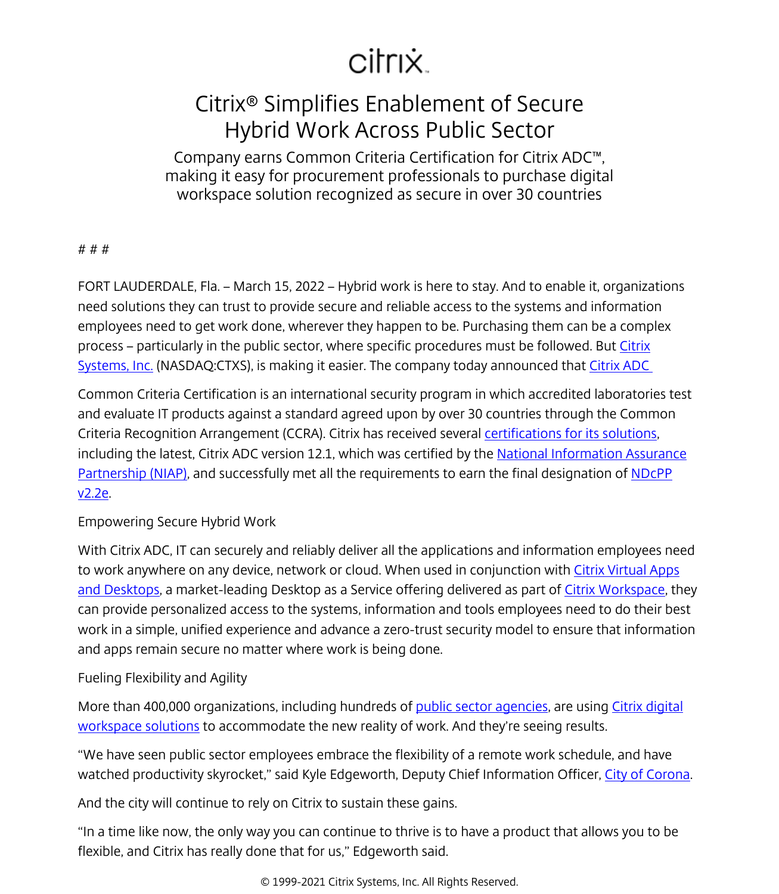citrix

# Citrix® Simplifies Enablement of Secure Hybrid Work Across Public Sector

Company earns Common Criteria Certification for Citrix ADC™, making it easy for procurement professionals to purchase digital workspace solution recognized as secure in over 30 countries

# # #

FORT LAUDERDALE, Fla. – March 15, 2022 – Hybrid work is here to stay. And to enable it, organizations need solutions they can trust to provide secure and reliable access to the systems and information employees need to get work done, wherever they happen to be. Purchasing them can be a complex process – particularly in the public sector, where specific procedures must be followed. But Citrix Systems, Inc. (NASDAQ:CTXS), is making it easier. The company today announced that Citrix ADC

Common Criteria Certification is an international security program in which accredited laboratories test and evaluate IT products against a standard agreed upon by over 30 countries through the Common Criteria Recognition Arrangement (CCRA). Citrix has received several certifications for its solutions, including the latest, Citrix ADC version 12.1, which was certified by the National Information Assurance Partnership (NIAP), and successfully met all the requirements to earn the final designation of NDcPP v2.2e.

Empowering Secure Hybrid Work

With Citrix ADC, IT can securely and reliably deliver all the applications and information employees need to work anywhere on any device, network or cloud. When used in conjunction with Citrix Virtual Apps and Desktops, a market-leading Desktop as a Service offering delivered as part of Citrix Workspace, they can provide personalized access to the systems, information and tools employees need to do their best work in a simple, unified experience and advance a zero-trust security model to ensure that information and apps remain secure no matter where work is being done.

Fueling Flexibility and Agility

More than 400,000 organizations, including hundreds of public sector agencies, are using Citrix digital workspace solutions to accommodate the new reality of work. And they're seeing results.

"We have seen public sector employees embrace the flexibility of a remote work schedule, and have watched productivity skyrocket," said Kyle Edgeworth, Deputy Chief Information Officer, City of Corona.

And the city will continue to rely on Citrix to sustain these gains.

"In a time like now, the only way you can continue to thrive is to have a product that allows you to be flexible, and Citrix has really done that for us," Edgeworth said.

© 1999-2021 Citrix Systems, Inc. All Rights Reserved.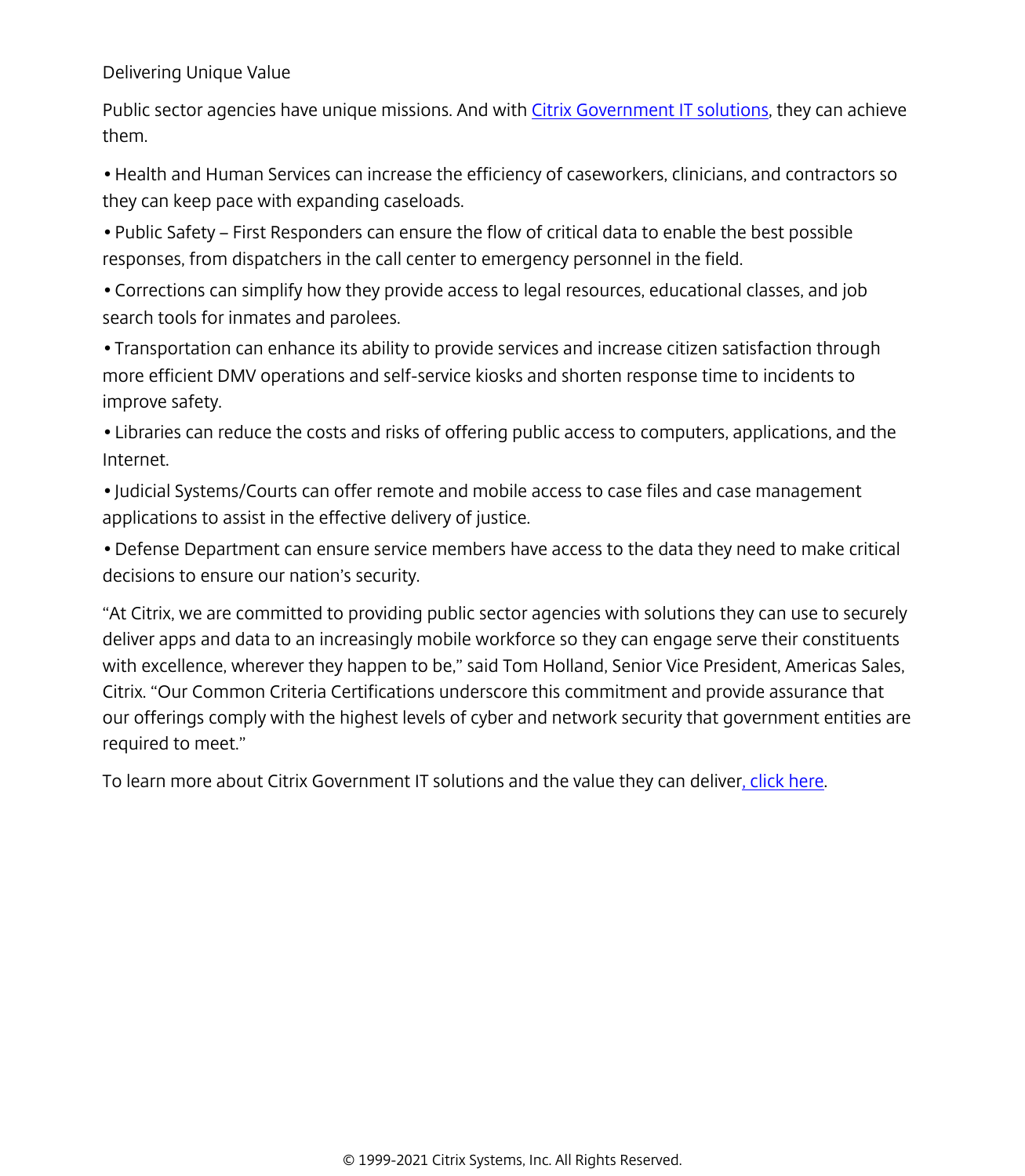Delivering Unique Value

Public sector agencies have unique missions. And with Citrix Government IT solutions, they can achieve them.

- Health and Human Services can increase the efficiency of caseworkers, clinicians, and contractors so they can keep pace with expanding caseloads.
- Public Safety – First Responders can ensure the flow of critical data to enable the best possible responses, from dispatchers in the call center to emergency personnel in the field.
- Corrections can simplify how they provide access to legal resources, educational classes, and job search tools for inmates and parolees.
- Transportation can enhance its ability to provide services and increase citizen satisfaction through more efficient DMV operations and self-service kiosks and shorten response time to incidents to improve safety.
- Libraries can reduce the costs and risks of offering public access to computers, applications, and the Internet.
- Judicial Systems/Courts can offer remote and mobile access to case files and case management applications to assist in the effective delivery of justice.
- Defense Department can ensure service members have access to the data they need to make critical decisions to ensure our nation's security.

"At Citrix, we are committed to providing public sector agencies with solutions they can use to securely deliver apps and data to an increasingly mobile workforce so they can engage serve their constituents with excellence, wherever they happen to be," said Tom Holland, Senior Vice President, Americas Sales, Citrix. "Our Common Criteria Certifications underscore this commitment and provide assurance that our offerings comply with the highest levels of cyber and network security that government entities are required to meet."

To learn more about Citrix Government IT solutions and the value they can deliver, click here.

© 1999-2021 Citrix Systems, Inc. All Rights Reserved.